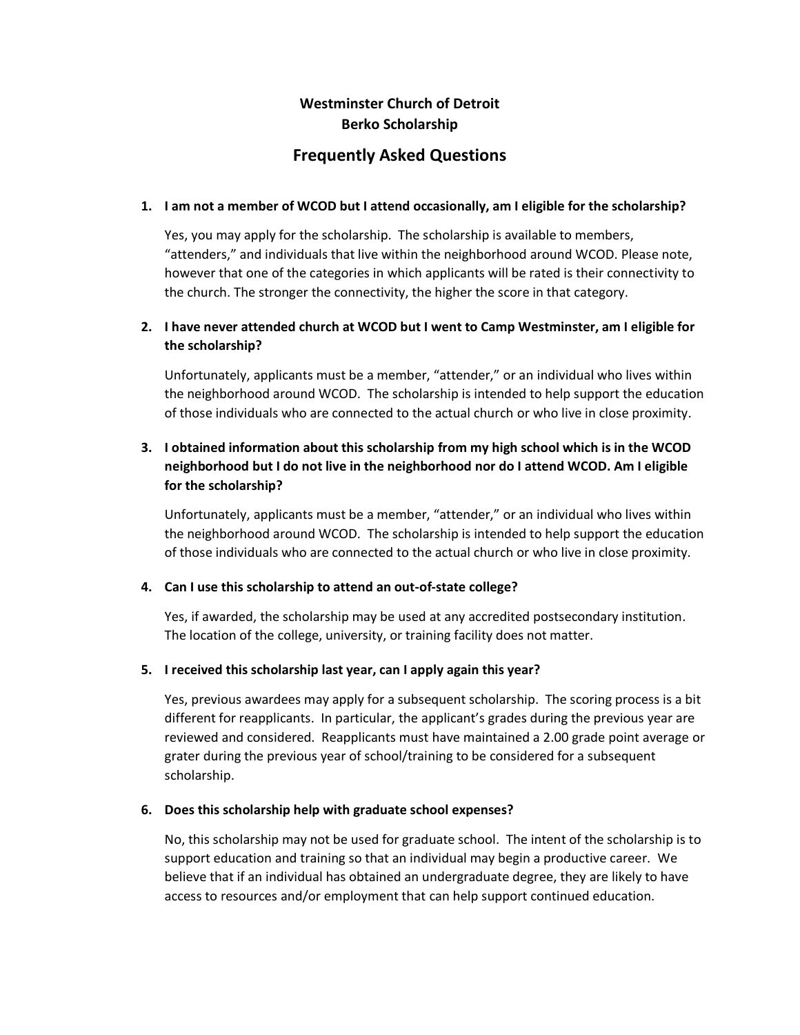**Westminster Church of Detroit**
**Berko Scholarship**

# Frequently Asked Questions

1. **I am not a member of WCOD but I attend occasionally, am I eligible for the scholarship?**

   Yes, you may apply for the scholarship. The scholarship is available to members, "attenders," and individuals that live within the neighborhood around WCOD. Please note, however that one of the categories in which applicants will be rated is their connectivity to the church. The stronger the connectivity, the higher the score in that category.

2. **I have never attended church at WCOD but I went to Camp Westminster, am I eligible for the scholarship?**

   Unfortunately, applicants must be a member, "attender," or an individual who lives within the neighborhood around WCOD. The scholarship is intended to help support the education of those individuals who are connected to the actual church or who live in close proximity.

3. **I obtained information about this scholarship from my high school which is in the WCOD neighborhood but I do not live in the neighborhood nor do I attend WCOD. Am I eligible for the scholarship?**

   Unfortunately, applicants must be a member, "attender," or an individual who lives within the neighborhood around WCOD. The scholarship is intended to help support the education of those individuals who are connected to the actual church or who live in close proximity.

4. **Can I use this scholarship to attend an out-of-state college?**

   Yes, if awarded, the scholarship may be used at any accredited postsecondary institution. The location of the college, university, or training facility does not matter.

5. **I received this scholarship last year, can I apply again this year?**

   Yes, previous awardees may apply for a subsequent scholarship. The scoring process is a bit different for reapplicants. In particular, the applicant's grades during the previous year are reviewed and considered. Reapplicants must have maintained a 2.00 grade point average or grater during the previous year of school/training to be considered for a subsequent scholarship.

6. **Does this scholarship help with graduate school expenses?**

   No, this scholarship may not be used for graduate school. The intent of the scholarship is to support education and training so that an individual may begin a productive career. We believe that if an individual has obtained an undergraduate degree, they are likely to have access to resources and/or employment that can help support continued education.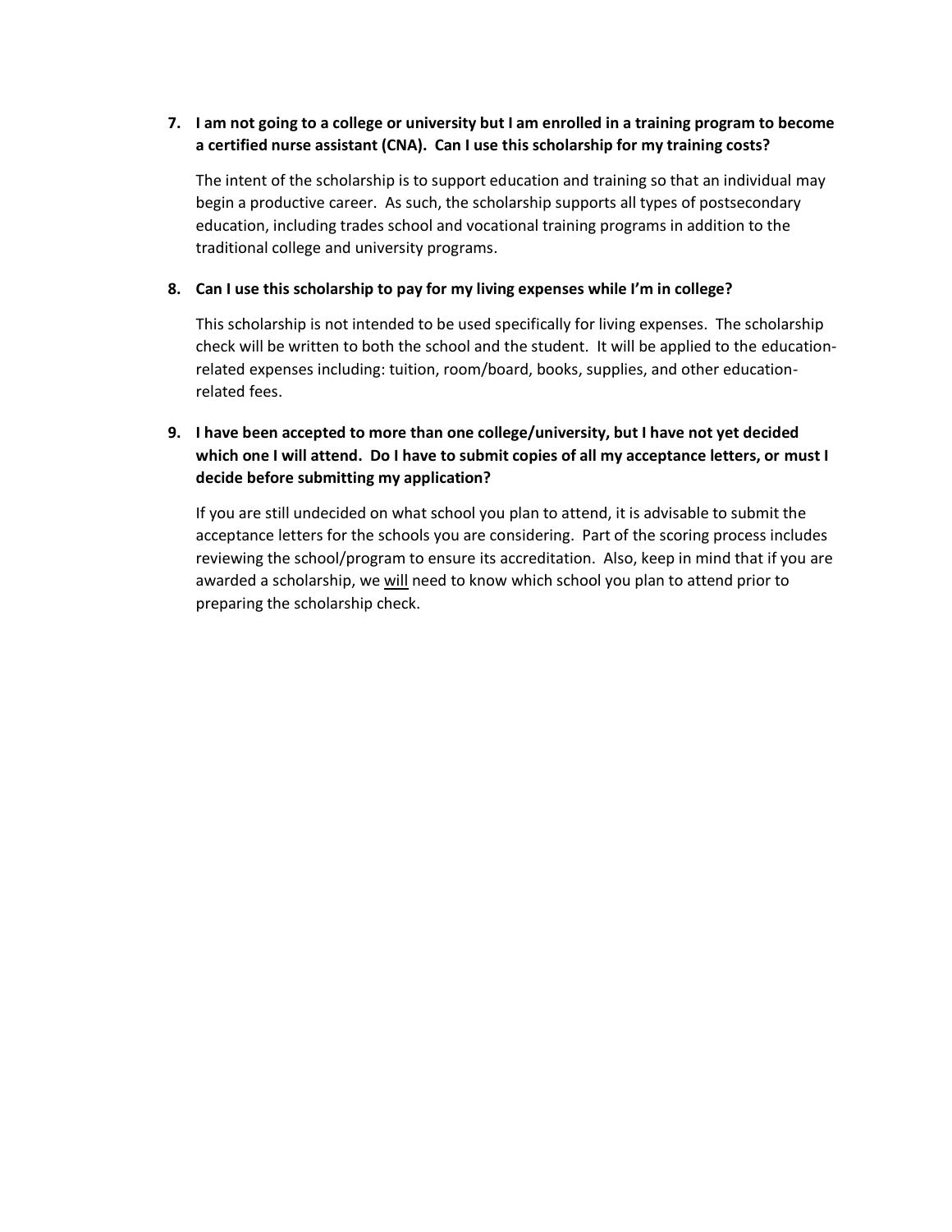7. **I am not going to a college or university but I am enrolled in a training program to become a certified nurse assistant (CNA). Can I use this scholarship for my training costs?**

   The intent of the scholarship is to support education and training so that an individual may begin a productive career. As such, the scholarship supports all types of postsecondary education, including trades school and vocational training programs in addition to the traditional college and university programs.

8. **Can I use this scholarship to pay for my living expenses while I'm in college?**

   This scholarship is not intended to be used specifically for living expenses. The scholarship check will be written to both the school and the student. It will be applied to the education-related expenses including: tuition, room/board, books, supplies, and other education-related fees.

9. **I have been accepted to more than one college/university, but I have not yet decided which one I will attend. Do I have to submit copies of all my acceptance letters, or must I decide before submitting my application?**

   If you are still undecided on what school you plan to attend, it is advisable to submit the acceptance letters for the schools you are considering. Part of the scoring process includes reviewing the school/program to ensure its accreditation. Also, keep in mind that if you are awarded a scholarship, we <u>will</u> need to know which school you plan to attend prior to preparing the scholarship check.